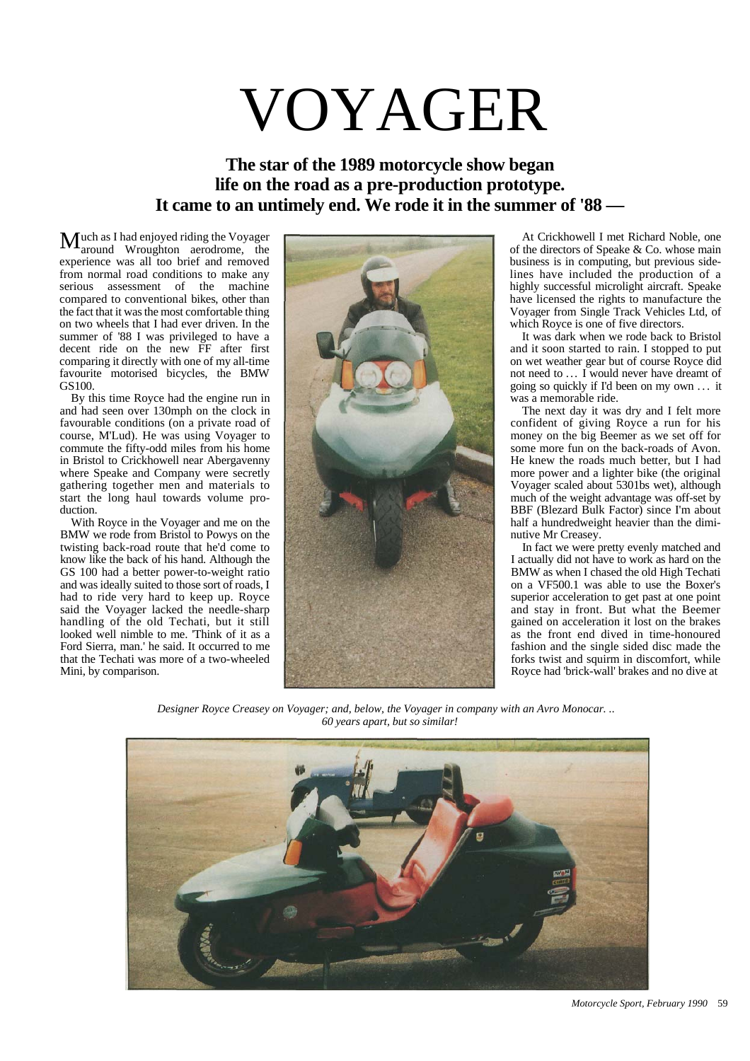# VOYAGER

**The star of the 1989 motorcycle show began life on the road as a pre-production prototype. It came to an untimely end. We rode it in the summer of '88 —**

Much as I had enjoyed riding the Voyager around Wroughton aerodrome, the experience was all too brief and removed from normal road conditions to make any serious assessment of the machine compared to conventional bikes, other than the fact that it was the most comfortable thing on two wheels that I had ever driven. In the summer of '88 I was privileged to have a decent ride on the new FF after first comparing it directly with one of my all-time favourite motorised bicycles, the BMW GS100.

By this time Royce had the engine run in and had seen over 130mph on the clock in favourable conditions (on a private road of course, M'Lud). He was using Voyager to commute the fifty-odd miles from his home in Bristol to Crickhowell near Abergavenny where Speake and Company were secretly gathering together men and materials to start the long haul towards volume production.

With Royce in the Voyager and me on the BMW we rode from Bristol to Powys on the twisting back-road route that he'd come to know like the back of his hand. Although the GS 100 had a better power-to-weight ratio and was ideally suited to those sort of roads, I had to ride very hard to keep up. Royce said the Voyager lacked the needle-sharp handling of the old Techati, but it still looked well nimble to me. 'Think of it as a Ford Sierra, man.' he said. It occurred to me that the Techati was more of a two-wheeled Mini, by comparison.

At Crickhowell I met Richard Noble, one of the directors of Speake & Co. whose main business is in computing, but previous side-lines have included the production of a highly successful microlight aircraft. Speake have licensed the rights to manufacture the Voyager from Single Track Vehicles Ltd, of which Royce is one of five directors.

It was dark when we rode back to Bristol and it soon started to rain. I stopped to put on wet weather gear but of course Royce did not need to … I would never have dreamt of going so quickly if I'd been on my own … it was a memorable ride.

The next day it was dry and I felt more confident of giving Royce a run for his money on the big Beemer as we set off for some more fun on the back-roads of Avon. He knew the roads much better, but I had more power and a lighter bike (the original Voyager scaled about 5301bs wet), although much of the weight advantage was off-set by BBF (Blezard Bulk Factor) since I'm about half a hundredweight heavier than the diminutive Mr Creasey.

In fact we were pretty evenly matched and I actually did not have to work as hard on the BMW as when I chased the old High Techati on a VF500.1 was able to use the Boxer's superior acceleration to get past at one point and stay in front. But what the Beemer gained on acceleration it lost on the brakes as the front end dived in time-honoured fashion and the single sided disc made the forks twist and squirm in discomfort, while Royce had 'brick-wall' brakes and no dive at

*Designer Royce Creasey on Voyager; and, below, the Voyager in company with an Avro Monocar. .. 60 years apart, but so similar!*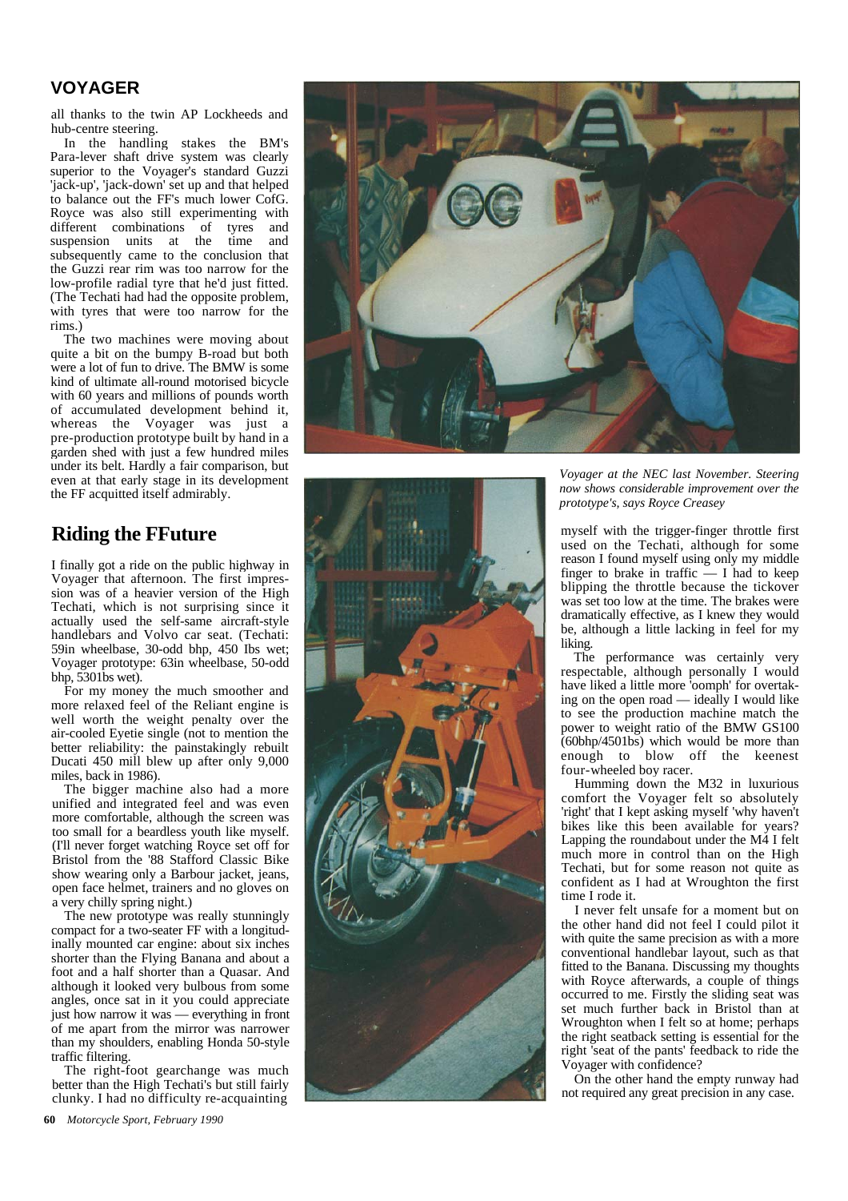## VOYAGER

all thanks to the twin AP Lockheeds and hub-centre steering.

In the handling stakes the BM's Para-lever shaft drive system was clearly superior to the Voyager's standard Guzzi 'jack-up', 'jack-down' set up and that helped to balance out the FF's much lower CofG. Royce was also still experimenting with different combinations of tyres and suspension units at the time and subsequently came to the conclusion that the Guzzi rear rim was too narrow for the low-profile radial tyre that he'd just fitted. (The Techati had had the opposite problem, with tyres that were too narrow for the rims.)

The two machines were moving about quite a bit on the bumpy B-road but both were a lot of fun to drive. The BMW is some kind of ultimate all-round motorised bicycle with 60 years and millions of pounds worth of accumulated development behind it, whereas the Voyager was just a pre-production prototype built by hand in a garden shed with just a few hundred miles under its belt. Hardly a fair comparison, but even at that early stage in its development the FF acquitted itself admirably.

## Riding the FFuture

I finally got a ride on the public highway in Voyager that afternoon. The first impression was of a heavier version of the High Techati, which is not surprising since it actually used the self-same aircraft-style handlebars and Volvo car seat. (Techati: 59in wheelbase, 30-odd bhp, 450 Ibs wet; Voyager prototype: 63in wheelbase, 50-odd bhp, 5301bs wet).

For my money the much smoother and more relaxed feel of the Reliant engine is well worth the weight penalty over the air-cooled Eyetie single (not to mention the better reliability: the painstakingly rebuilt Ducati 450 mill blew up after only 9,000 miles, back in 1986).

The bigger machine also had a more unified and integrated feel and was even more comfortable, although the screen was too small for a beardless youth like myself. (I'll never forget watching Royce set off for Bristol from the '88 Stafford Classic Bike show wearing only a Barbour jacket, jeans, open face helmet, trainers and no gloves on a very chilly spring night.)

The new prototype was really stunningly compact for a two-seater FF with a longitudinally mounted car engine: about six inches shorter than the Flying Banana and about a foot and a half shorter than a Quasar. And although it looked very bulbous from some angles, once sat in it you could appreciate just how narrow it was — everything in front of me apart from the mirror was narrower than my shoulders, enabling Honda 50-style traffic filtering.

The right-foot gearchange was much better than the High Techati's but still fairly clunky. I had no difficulty re-acquainting myself with the trigger-finger throttle first used on the Techati, although for some reason I found myself using only my middle finger to brake in traffic — I had to keep blipping the throttle because the tickover was set too low at the time. The brakes were dramatically effective, as I knew they would be, although a little lacking in feel for my liking.

*Voyager at the NEC last November. Steering now shows considerable improvement over the prototype's, says Royce Creasey*

The performance was certainly very respectable, although personally I would have liked a little more 'oomph' for overtaking on the open road — ideally I would like to see the production machine match the power to weight ratio of the BMW GS100 (60bhp/4501bs) which would be more than enough to blow off the keenest four-wheeled boy racer.

Humming down the M32 in luxurious comfort the Voyager felt so absolutely 'right' that I kept asking myself 'why haven't bikes like this been available for years? Lapping the roundabout under the M4 I felt much more in control than on the High Techati, but for some reason not quite as confident as I had at Wroughton the first time I rode it.

I never felt unsafe for a moment but on the other hand did not feel I could pilot it with quite the same precision as with a more conventional handlebar layout, such as that fitted to the Banana. Discussing my thoughts with Royce afterwards, a couple of things occurred to me. Firstly the sliding seat was set much further back in Bristol than at Wroughton when I felt so at home; perhaps the right seatback setting is essential for the right 'seat of the pants' feedback to ride the Voyager with confidence?

On the other hand the empty runway had not required any great precision in any case.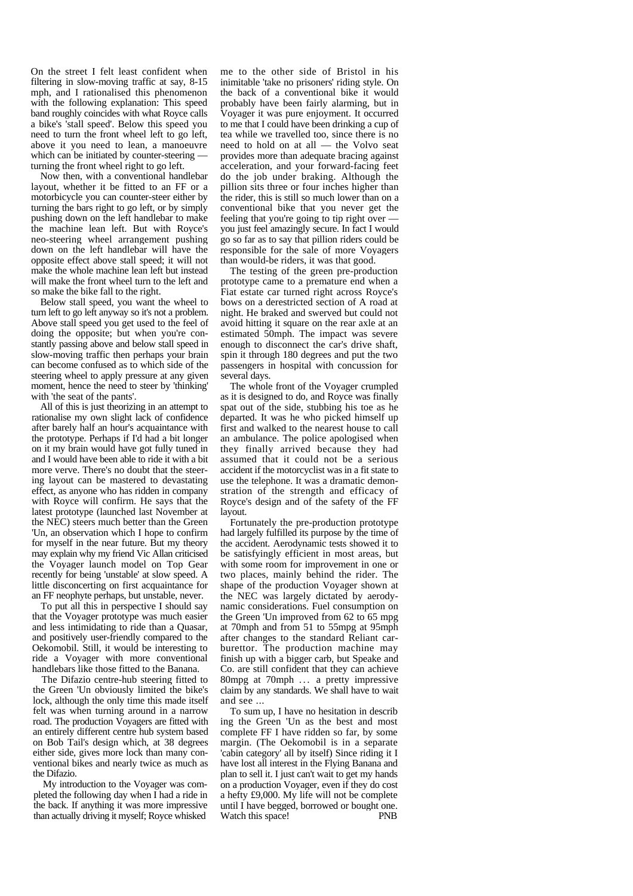On the street I felt least confident when filtering in slow-moving traffic at say, 8-15 mph, and I rationalised this phenomenon with the following explanation: This speed band roughly coincides with what Royce calls a bike's 'stall speed'. Below this speed you need to turn the front wheel left to go left, above it you need to lean, a manoeuvre which can be initiated by counter-steering — turning the front wheel right to go left.

Now then, with a conventional handlebar layout, whether it be fitted to an FF or a motorbicycle you can counter-steer either by turning the bars right to go left, or by simply pushing down on the left handlebar to make the machine lean left. But with Royce's neo-steering wheel arrangement pushing down on the left handlebar will have the opposite effect above stall speed; it will not make the whole machine lean left but instead will make the front wheel turn to the left and so make the bike fall to the right.

Below stall speed, you want the wheel to turn left to go left anyway so it's not a problem. Above stall speed you get used to the feel of doing the opposite; but when you're constantly passing above and below stall speed in slow-moving traffic then perhaps your brain can become confused as to which side of the steering wheel to apply pressure at any given moment, hence the need to steer by 'thinking' with 'the seat of the pants'.

All of this is just theorizing in an attempt to rationalise my own slight lack of confidence after barely half an hour's acquaintance with the prototype. Perhaps if I'd had a bit longer on it my brain would have got fully tuned in and I would have been able to ride it with a bit more verve. There's no doubt that the steering layout can be mastered to devastating effect, as anyone who has ridden in company with Royce will confirm. He says that the latest prototype (launched last November at the NEC) steers much better than the Green 'Un, an observation which I hope to confirm for myself in the near future. But my theory may explain why my friend Vic Allan criticised the Voyager launch model on Top Gear recently for being 'unstable' at slow speed. A little disconcerting on first acquaintance for an FF neophyte perhaps, but unstable, never.

To put all this in perspective I should say that the Voyager prototype was much easier and less intimidating to ride than a Quasar, and positively user-friendly compared to the Oekomobil. Still, it would be interesting to ride a Voyager with more conventional handlebars like those fitted to the Banana.

The Difazio centre-hub steering fitted to the Green 'Un obviously limited the bike's lock, although the only time this made itself felt was when turning around in a narrow road. The production Voyagers are fitted with an entirely different centre hub system based on Bob Tail's design which, at 38 degrees either side, gives more lock than many conventional bikes and nearly twice as much as the Difazio.

My introduction to the Voyager was completed the following day when I had a ride in the back. If anything it was more impressive than actually driving it myself; Royce whisked me to the other side of Bristol in his inimitable 'take no prisoners' riding style. On the back of a conventional bike it would probably have been fairly alarming, but in Voyager it was pure enjoyment. It occurred to me that I could have been drinking a cup of tea while we travelled too, since there is no need to hold on at all — the Volvo seat provides more than adequate bracing against acceleration, and your forward-facing feet do the job under braking. Although the pillion sits three or four inches higher than the rider, this is still so much lower than on a conventional bike that you never get the feeling that you're going to tip right over — you just feel amazingly secure. In fact I would go so far as to say that pillion riders could be responsible for the sale of more Voyagers than would-be riders, it was that good.

The testing of the green pre-production prototype came to a premature end when a Fiat estate car turned right across Royce's bows on a derestricted section of A road at night. He braked and swerved but could not avoid hitting it square on the rear axle at an estimated 50mph. The impact was severe enough to disconnect the car's drive shaft, spin it through 180 degrees and put the two passengers in hospital with concussion for several days.

The whole front of the Voyager crumpled as it is designed to do, and Royce was finally spat out of the side, stubbing his toe as he departed. It was he who picked himself up first and walked to the nearest house to call an ambulance. The police apologised when they finally arrived because they had assumed that it could not be a serious accident if the motorcyclist was in a fit state to use the telephone. It was a dramatic demonstration of the strength and efficacy of Royce's design and of the safety of the FF layout.

Fortunately the pre-production prototype had largely fulfilled its purpose by the time of the accident. Aerodynamic tests showed it to be satisfyingly efficient in most areas, but with some room for improvement in one or two places, mainly behind the rider. The shape of the production Voyager shown at the NEC was largely dictated by aerodynamic considerations. Fuel consumption on the Green 'Un improved from 62 to 65 mpg at 70mph and from 51 to 55mpg at 95mph after changes to the standard Reliant carburettor. The production machine may finish up with a bigger carb, but Speake and Co. are still confident that they can achieve 80mpg at 70mph ... a pretty impressive claim by any standards. We shall have to wait and see ...

To sum up, I have no hesitation in describing the Green 'Un as the best and most complete FF I have ridden so far, by some margin. (The Oekomobil is in a separate 'cabin category' all by itself) Since riding it I have lost all interest in the Flying Banana and plan to sell it. I just can't wait to get my hands on a production Voyager, even if they do cost a hefty £9,000. My life will not be complete until I have begged, borrowed or bought one. Watch this space! PNB